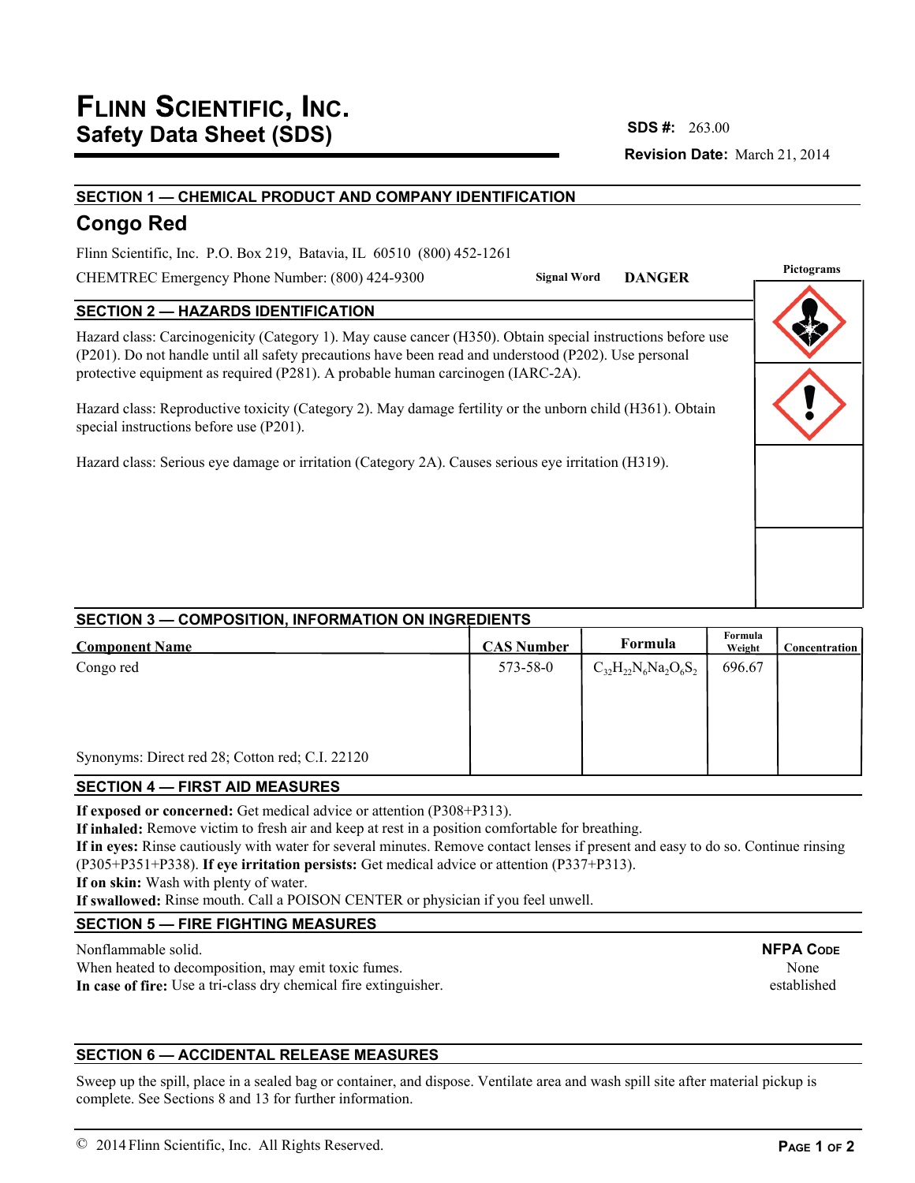# FLINN SCIENTIFIC, INC.
## Safety Data Sheet (SDS)

**SDS #:** 263.00

**Revision Date:** March 21, 2014

### SECTION 1 — CHEMICAL PRODUCT AND COMPANY IDENTIFICATION

## Congo Red

Flinn Scientific, Inc. P.O. Box 219, Batavia, IL 60510 (800) 452-1261

CHEMTREC Emergency Phone Number: (800) 424-9300

**Signal Word** **DANGER**

**Pictograms**

### SECTION 2 — HAZARDS IDENTIFICATION

Hazard class: Carcinogenicity (Category 1). May cause cancer (H350). Obtain special instructions before use (P201). Do not handle until all safety precautions have been read and understood (P202). Use personal protective equipment as required (P281). A probable human carcinogen (IARC-2A).

Hazard class: Reproductive toxicity (Category 2). May damage fertility or the unborn child (H361). Obtain special instructions before use (P201).

Hazard class: Serious eye damage or irritation (Category 2A). Causes serious eye irritation (H319).

### SECTION 3 — COMPOSITION, INFORMATION ON INGREDIENTS

| Component Name | CAS Number | Formula | Formula Weight | Concentration |
|---|---|---|---|---|
| Congo red | 573-58-0 | $C_{32}H_{22}N_6Na_2O_6S_2$ | 696.67 | |
| Synonyms: Direct red 28; Cotton red; C.I. 22120 | | | | |

### SECTION 4 — FIRST AID MEASURES

**If exposed or concerned:** Get medical advice or attention (P308+P313).
**If inhaled:** Remove victim to fresh air and keep at rest in a position comfortable for breathing.
**If in eyes:** Rinse cautiously with water for several minutes. Remove contact lenses if present and easy to do so. Continue rinsing (P305+P351+P338). **If eye irritation persists:** Get medical advice or attention (P337+P313).
**If on skin:** Wash with plenty of water.
**If swallowed:** Rinse mouth. Call a POISON CENTER or physician if you feel unwell.

### SECTION 5 — FIRE FIGHTING MEASURES

Nonflammable solid.
When heated to decomposition, may emit toxic fumes.
**In case of fire:** Use a tri-class dry chemical fire extinguisher.

**NFPA CODE**
None established

### SECTION 6 — ACCIDENTAL RELEASE MEASURES

Sweep up the spill, place in a sealed bag or container, and dispose. Ventilate area and wash spill site after material pickup is complete. See Sections 8 and 13 for further information.

© 2014 Flinn Scientific, Inc. All Rights Reserved.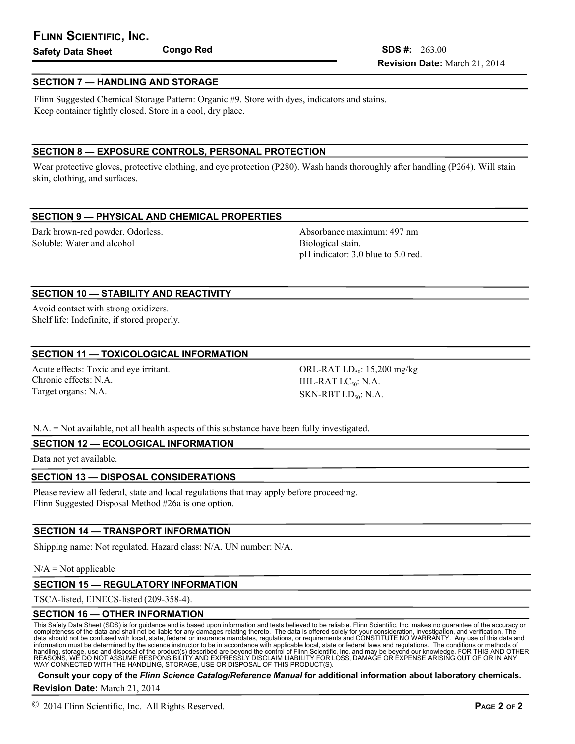## SECTION 7 — HANDLING AND STORAGE

Flinn Suggested Chemical Storage Pattern: Organic #9. Store with dyes, indicators and stains.
Keep container tightly closed. Store in a cool, dry place.

## SECTION 8 — EXPOSURE CONTROLS, PERSONAL PROTECTION

Wear protective gloves, protective clothing, and eye protection (P280). Wash hands thoroughly after handling (P264). Will stain skin, clothing, and surfaces.

## SECTION 9 — PHYSICAL AND CHEMICAL PROPERTIES

Dark brown-red powder. Odorless.
Soluble: Water and alcohol

Absorbance maximum: 497 nm
Biological stain.
pH indicator: 3.0 blue to 5.0 red.

## SECTION 10 — STABILITY AND REACTIVITY

Avoid contact with strong oxidizers.
Shelf life: Indefinite, if stored properly.

## SECTION 11 — TOXICOLOGICAL INFORMATION

Acute effects: Toxic and eye irritant.
Chronic effects: N.A.
Target organs: N.A.

ORL-RAT $LD_{50}$: 15,200 mg/kg
IHL-RAT $LC_{50}$: N.A.
SKN-RBT $LD_{50}$: N.A.

N.A. = Not available, not all health aspects of this substance have been fully investigated.

## SECTION 12 — ECOLOGICAL INFORMATION

Data not yet available.

## SECTION 13 — DISPOSAL CONSIDERATIONS

Please review all federal, state and local regulations that may apply before proceeding.
Flinn Suggested Disposal Method #26a is one option.

## SECTION 14 — TRANSPORT INFORMATION

Shipping name: Not regulated. Hazard class: N/A. UN number: N/A.

N/A = Not applicable

## SECTION 15 — REGULATORY INFORMATION

TSCA-listed, EINECS-listed (209-358-4).

## SECTION 16 — OTHER INFORMATION

This Safety Data Sheet (SDS) is for guidance and is based upon information and tests believed to be reliable. Flinn Scientific, Inc. makes no guarantee of the accuracy or completeness of the data and shall not be liable for any damages relating thereto. The data is offered solely for your consideration, investigation, and verification. The data should not be confused with local, state, federal or insurance mandates, regulations, or requirements and CONSTITUTE NO WARRANTY. Any use of this data and information must be determined by the science instructor to be in accordance with applicable local, state or federal laws and regulations. The conditions or methods of handling, storage, use and disposal of the product(s) described are beyond the control of Flinn Scientific, Inc. and may be beyond our knowledge. FOR THIS AND OTHER REASONS, WE DO NOT ASSUME RESPONSIBILITY AND EXPRESSLY DISCLAIM LIABILITY FOR LOSS, DAMAGE OR EXPENSE ARISING OUT OF OR IN ANY WAY CONNECTED WITH THE HANDLING, STORAGE, USE OR DISPOSAL OF THIS PRODUCT(S).

**Consult your copy of the *Flinn Science Catalog/Reference Manual* for additional information about laboratory chemicals.**

**Revision Date:** March 21, 2014

© 2014 Flinn Scientific, Inc. All Rights Reserved.